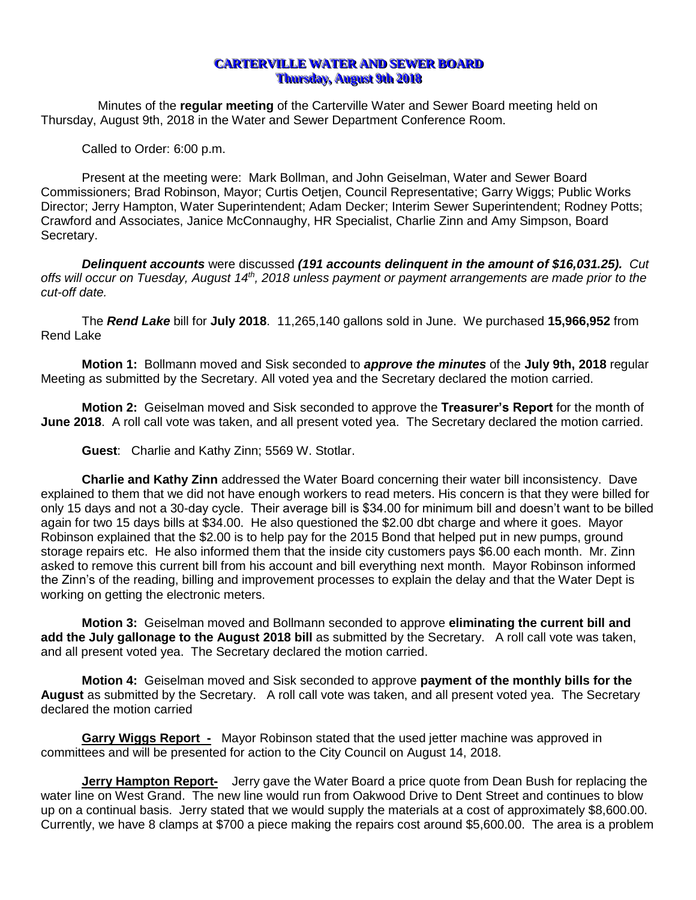# CARTERVILLE WATER AND SEWER BOARD

## Thursday, August 9th 2018

Minutes of the **regular meeting** of the Carterville Water and Sewer Board meeting held on Thursday, August 9th, 2018 in the Water and Sewer Department Conference Room.

Called to Order: 6:00 p.m.

Present at the meeting were: Mark Bollman, and John Geiselman, Water and Sewer Board Commissioners; Brad Robinson, Mayor; Curtis Oetjen, Council Representative; Garry Wiggs; Public Works Director; Jerry Hampton, Water Superintendent; Adam Decker; Interim Sewer Superintendent; Rodney Potts; Crawford and Associates, Janice McConnaughy, HR Specialist, Charlie Zinn and Amy Simpson, Board Secretary.

***Delinquent accounts*** were discussed ***(191 accounts delinquent in the amount of $16,031.25).*** *Cut offs will occur on Tuesday, August 14th, 2018 unless payment or payment arrangements are made prior to the cut-off date.*

The ***Rend Lake*** bill for **July 2018**. 11,265,140 gallons sold in June. We purchased **15,966,952** from Rend Lake

**Motion 1:** Bollmann moved and Sisk seconded to ***approve the minutes*** of the **July 9th, 2018** regular Meeting as submitted by the Secretary. All voted yea and the Secretary declared the motion carried.

**Motion 2:** Geiselman moved and Sisk seconded to approve the **Treasurer's Report** for the month of **June 2018**. A roll call vote was taken, and all present voted yea. The Secretary declared the motion carried.

**Guest**: Charlie and Kathy Zinn; 5569 W. Stotlar.

**Charlie and Kathy Zinn** addressed the Water Board concerning their water bill inconsistency. Dave explained to them that we did not have enough workers to read meters. His concern is that they were billed for only 15 days and not a 30-day cycle. Their average bill is $34.00 for minimum bill and doesn't want to be billed again for two 15 days bills at $34.00. He also questioned the $2.00 dbt charge and where it goes. Mayor Robinson explained that the $2.00 is to help pay for the 2015 Bond that helped put in new pumps, ground storage repairs etc. He also informed them that the inside city customers pays $6.00 each month. Mr. Zinn asked to remove this current bill from his account and bill everything next month. Mayor Robinson informed the Zinn's of the reading, billing and improvement processes to explain the delay and that the Water Dept is working on getting the electronic meters.

**Motion 3:** Geiselman moved and Bollmann seconded to approve **eliminating the current bill and add the July gallonage to the August 2018 bill** as submitted by the Secretary. A roll call vote was taken, and all present voted yea. The Secretary declared the motion carried.

**Motion 4:** Geiselman moved and Sisk seconded to approve **payment of the monthly bills for the August** as submitted by the Secretary. A roll call vote was taken, and all present voted yea. The Secretary declared the motion carried

**Garry Wiggs Report -** Mayor Robinson stated that the used jetter machine was approved in committees and will be presented for action to the City Council on August 14, 2018.

**Jerry Hampton Report-** Jerry gave the Water Board a price quote from Dean Bush for replacing the water line on West Grand. The new line would run from Oakwood Drive to Dent Street and continues to blow up on a continual basis. Jerry stated that we would supply the materials at a cost of approximately $8,600.00. Currently, we have 8 clamps at $700 a piece making the repairs cost around $5,600.00. The area is a problem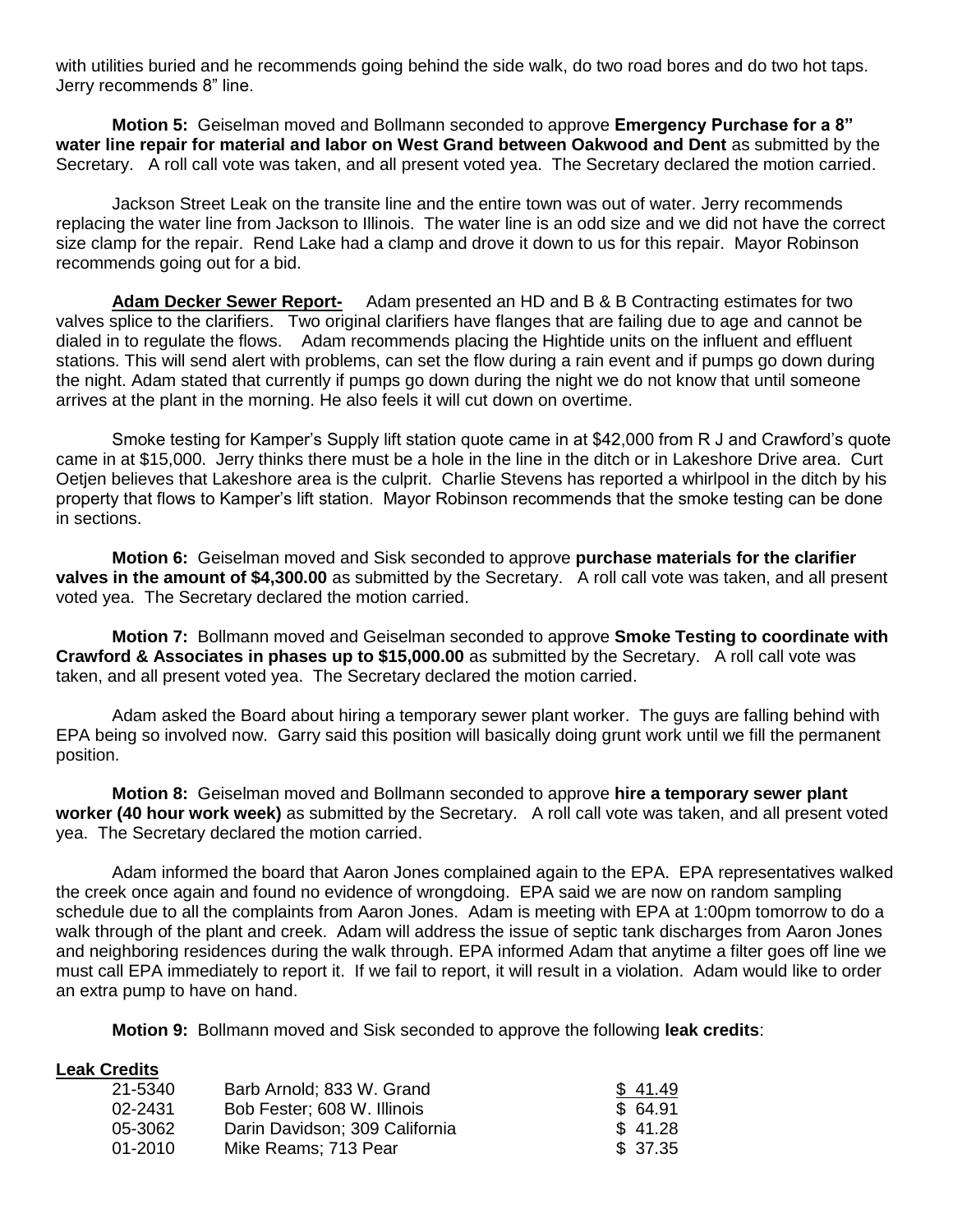with utilities buried and he recommends going behind the side walk, do two road bores and do two hot taps. Jerry recommends 8" line.

**Motion 5:** Geiselman moved and Bollmann seconded to approve **Emergency Purchase for a 8" water line repair for material and labor on West Grand between Oakwood and Dent** as submitted by the Secretary. A roll call vote was taken, and all present voted yea. The Secretary declared the motion carried.

Jackson Street Leak on the transite line and the entire town was out of water. Jerry recommends replacing the water line from Jackson to Illinois. The water line is an odd size and we did not have the correct size clamp for the repair. Rend Lake had a clamp and drove it down to us for this repair. Mayor Robinson recommends going out for a bid.

**Adam Decker Sewer Report-** Adam presented an HD and B & B Contracting estimates for two valves splice to the clarifiers. Two original clarifiers have flanges that are failing due to age and cannot be dialed in to regulate the flows. Adam recommends placing the Hightide units on the influent and effluent stations. This will send alert with problems, can set the flow during a rain event and if pumps go down during the night. Adam stated that currently if pumps go down during the night we do not know that until someone arrives at the plant in the morning. He also feels it will cut down on overtime.

Smoke testing for Kamper's Supply lift station quote came in at $42,000 from R J and Crawford's quote came in at $15,000. Jerry thinks there must be a hole in the line in the ditch or in Lakeshore Drive area. Curt Oetjen believes that Lakeshore area is the culprit. Charlie Stevens has reported a whirlpool in the ditch by his property that flows to Kamper's lift station. Mayor Robinson recommends that the smoke testing can be done in sections.

**Motion 6:** Geiselman moved and Sisk seconded to approve **purchase materials for the clarifier valves in the amount of $4,300.00** as submitted by the Secretary. A roll call vote was taken, and all present voted yea. The Secretary declared the motion carried.

**Motion 7:** Bollmann moved and Geiselman seconded to approve **Smoke Testing to coordinate with Crawford & Associates in phases up to $15,000.00** as submitted by the Secretary. A roll call vote was taken, and all present voted yea. The Secretary declared the motion carried.

Adam asked the Board about hiring a temporary sewer plant worker. The guys are falling behind with EPA being so involved now. Garry said this position will basically doing grunt work until we fill the permanent position.

**Motion 8:** Geiselman moved and Bollmann seconded to approve **hire a temporary sewer plant worker (40 hour work week)** as submitted by the Secretary. A roll call vote was taken, and all present voted yea. The Secretary declared the motion carried.

Adam informed the board that Aaron Jones complained again to the EPA. EPA representatives walked the creek once again and found no evidence of wrongdoing. EPA said we are now on random sampling schedule due to all the complaints from Aaron Jones. Adam is meeting with EPA at 1:00pm tomorrow to do a walk through of the plant and creek. Adam will address the issue of septic tank discharges from Aaron Jones and neighboring residences during the walk through. EPA informed Adam that anytime a filter goes off line we must call EPA immediately to report it. If we fail to report, it will result in a violation. Adam would like to order an extra pump to have on hand.

**Motion 9:** Bollmann moved and Sisk seconded to approve the following **leak credits**:

**Leak Credits**

| | | |
|---|---|---|
| 21-5340 | Barb Arnold; 833 W. Grand | $ 41.49 |
| 02-2431 | Bob Fester; 608 W. Illinois | $ 64.91 |
| 05-3062 | Darin Davidson; 309 California | $ 41.28 |
| 01-2010 | Mike Reams; 713 Pear | $ 37.35 |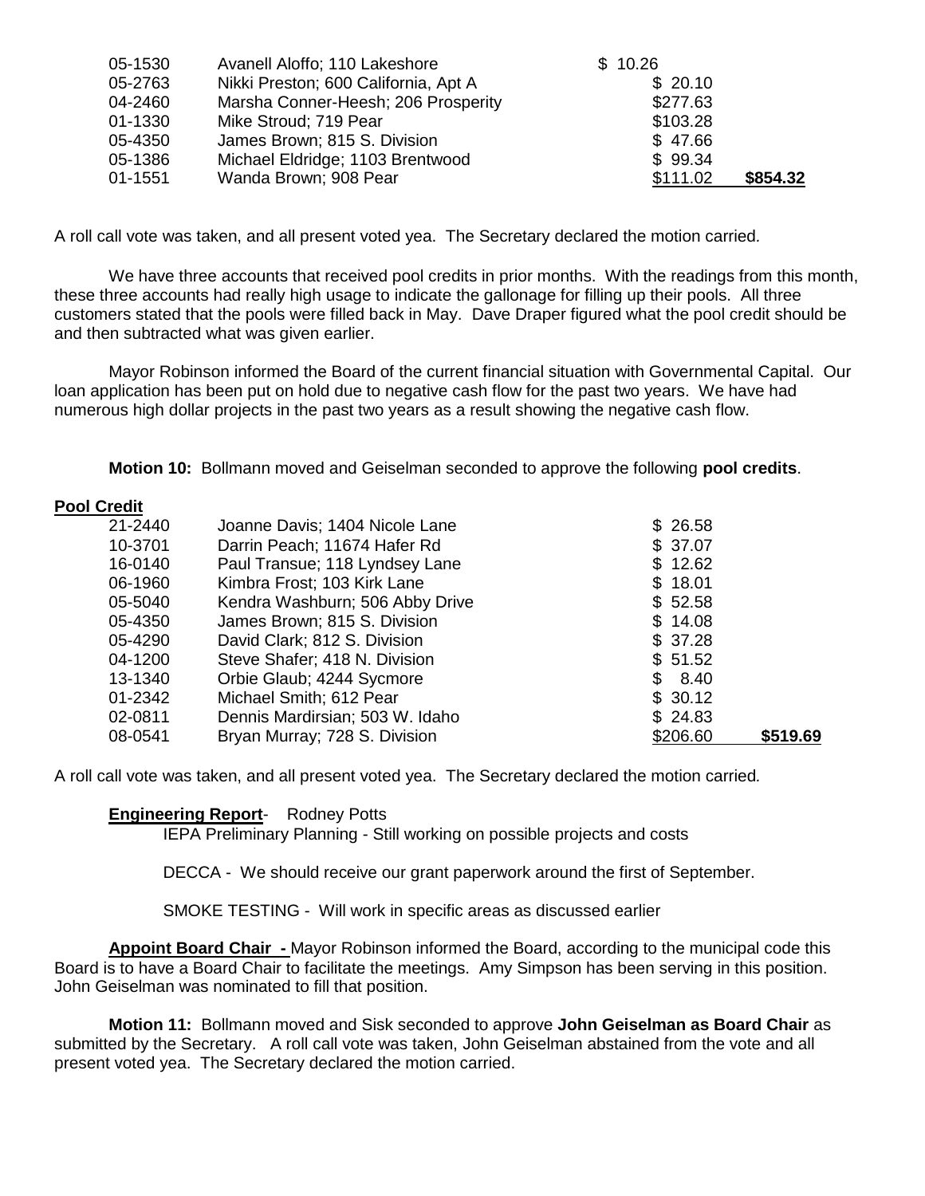| | | | |
|---|---|---|---|
| 05-1530 | Avanell Aloffo; 110 Lakeshore | $ 10.26 | |
| 05-2763 | Nikki Preston; 600 California, Apt A | $ 20.10 | |
| 04-2460 | Marsha Conner-Heesh; 206 Prosperity | $277.63 | |
| 01-1330 | Mike Stroud; 719 Pear | $103.28 | |
| 05-4350 | James Brown; 815 S. Division | $ 47.66 | |
| 05-1386 | Michael Eldridge; 1103 Brentwood | $ 99.34 | |
| 01-1551 | Wanda Brown; 908 Pear | $111.02 | **$854.32** |

A roll call vote was taken, and all present voted yea. The Secretary declared the motion carried.

We have three accounts that received pool credits in prior months. With the readings from this month, these three accounts had really high usage to indicate the gallonage for filling up their pools. All three customers stated that the pools were filled back in May. Dave Draper figured what the pool credit should be and then subtracted what was given earlier.

Mayor Robinson informed the Board of the current financial situation with Governmental Capital. Our loan application has been put on hold due to negative cash flow for the past two years. We have had numerous high dollar projects in the past two years as a result showing the negative cash flow.

**Motion 10:** Bollmann moved and Geiselman seconded to approve the following **pool credits**.

**Pool Credit**

| | | | |
|---|---|---|---|
| 21-2440 | Joanne Davis; 1404 Nicole Lane | $ 26.58 | |
| 10-3701 | Darrin Peach; 11674 Hafer Rd | $ 37.07 | |
| 16-0140 | Paul Transue; 118 Lyndsey Lane | $ 12.62 | |
| 06-1960 | Kimbra Frost; 103 Kirk Lane | $ 18.01 | |
| 05-5040 | Kendra Washburn; 506 Abby Drive | $ 52.58 | |
| 05-4350 | James Brown; 815 S. Division | $ 14.08 | |
| 05-4290 | David Clark; 812 S. Division | $ 37.28 | |
| 04-1200 | Steve Shafer; 418 N. Division | $ 51.52 | |
| 13-1340 | Orbie Glaub; 4244 Sycmore | $ 8.40 | |
| 01-2342 | Michael Smith; 612 Pear | $ 30.12 | |
| 02-0811 | Dennis Mardirsian; 503 W. Idaho | $ 24.83 | |
| 08-0541 | Bryan Murray; 728 S. Division | $206.60 | **$519.69** |

A roll call vote was taken, and all present voted yea. The Secretary declared the motion carried.

**Engineering Report**- Rodney Potts

IEPA Preliminary Planning - Still working on possible projects and costs

DECCA - We should receive our grant paperwork around the first of September.

SMOKE TESTING - Will work in specific areas as discussed earlier

**Appoint Board Chair -** Mayor Robinson informed the Board, according to the municipal code this Board is to have a Board Chair to facilitate the meetings. Amy Simpson has been serving in this position. John Geiselman was nominated to fill that position.

**Motion 11:** Bollmann moved and Sisk seconded to approve **John Geiselman as Board Chair** as submitted by the Secretary. A roll call vote was taken, John Geiselman abstained from the vote and all present voted yea. The Secretary declared the motion carried.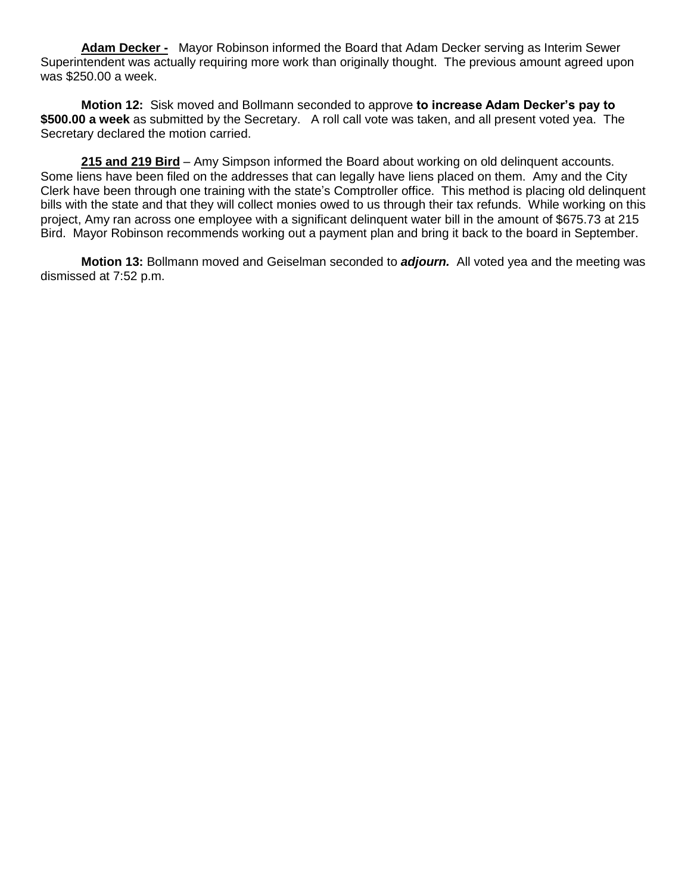**<u>Adam Decker -</u>** Mayor Robinson informed the Board that Adam Decker serving as Interim Sewer Superintendent was actually requiring more work than originally thought. The previous amount agreed upon was $250.00 a week.

**Motion 12:** Sisk moved and Bollmann seconded to approve **to increase Adam Decker's pay to $500.00 a week** as submitted by the Secretary. A roll call vote was taken, and all present voted yea. The Secretary declared the motion carried.

**<u>215 and 219 Bird</u>** – Amy Simpson informed the Board about working on old delinquent accounts. Some liens have been filed on the addresses that can legally have liens placed on them. Amy and the City Clerk have been through one training with the state's Comptroller office. This method is placing old delinquent bills with the state and that they will collect monies owed to us through their tax refunds. While working on this project, Amy ran across one employee with a significant delinquent water bill in the amount of $675.73 at 215 Bird. Mayor Robinson recommends working out a payment plan and bring it back to the board in September.

**Motion 13:** Bollmann moved and Geiselman seconded to ***adjourn.*** All voted yea and the meeting was dismissed at 7:52 p.m.